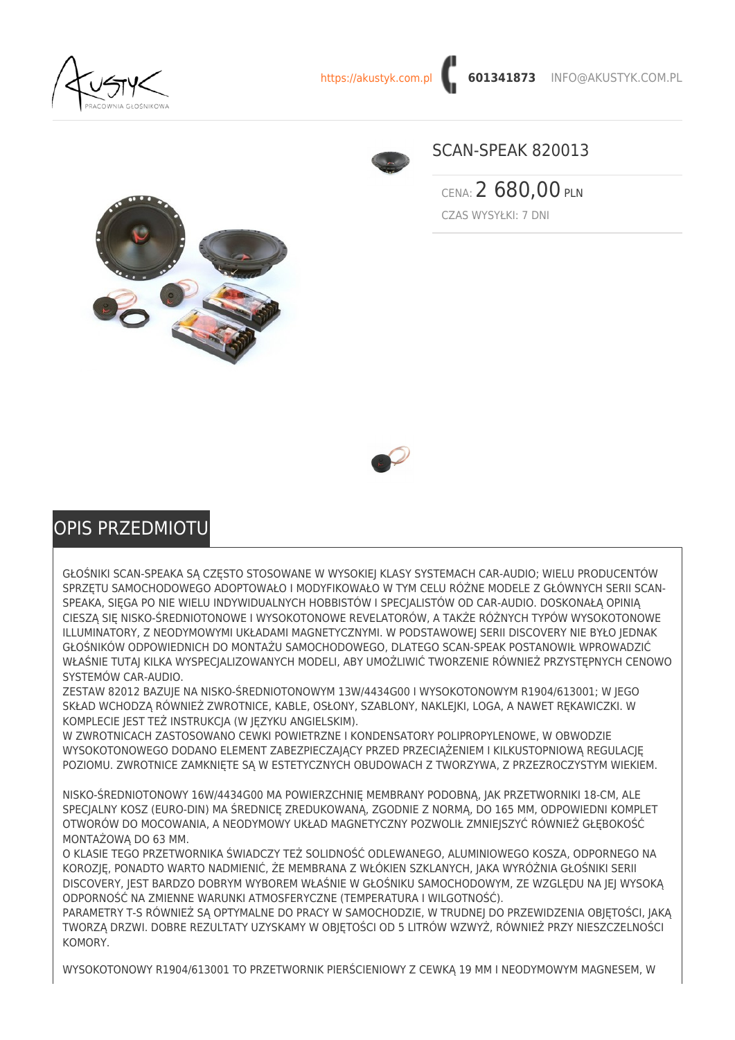https://akustyk.com.pl **601341873** INFO@AKUSTYK.COM.PL

# SCAN-SPEAK 820013

CENA: 2 680,00 PLN

CZAS WYSYŁKI: 7 DNI

## OPIS PRZEDMIOTU

GŁOŚNIKI SCAN-SPEAKA SĄ CZĘSTO STOSOWANE W WYSOKIEJ KLASY SYSTEMACH CAR-AUDIO; WIELU PRODUCENTÓW SPRZĘTU SAMOCHODOWEGO ADOPTOWAŁO I MODYFIKOWAŁO W TYM CELU RÓŻNE MODELE Z GŁÓWNYCH SERII SCAN-SPEAKA, SIĘGA PO NIE WIELU INDYWIDUALNYCH HOBBISTÓW I SPECJALISTÓW OD CAR-AUDIO. DOSKONAŁĄ OPINIĄ CIESZĄ SIĘ NISKO-ŚREDNIOTONOWE I WYSOKOTONOWE REVELATORÓW, A TAKŻE RÓŻNYCH TYPÓW WYSOKOTONOWE ILLUMINATORY, Z NEODYMOWYMI UKŁADAMI MAGNETYCZNYMI. W PODSTAWOWEJ SERII DISCOVERY NIE BYŁO JEDNAK GŁOŚNIKÓW ODPOWIEDNICH DO MONTAŻU SAMOCHODOWEGO, DLATEGO SCAN-SPEAK POSTANOWIŁ WPROWADZIĆ WŁAŚNIE TUTAJ KILKA WYSPECJALIZOWANYCH MODELI, ABY UMOŻLIWIĆ TWORZENIE RÓWNIEŻ PRZYSTĘPNYCH CENOWO SYSTEMÓW CAR-AUDIO.
ZESTAW 82012 BAZUJE NA NISKO-ŚREDNIOTONOWYM 13W/4434G00 I WYSOKOTONOWYM R1904/613001; W JEGO SKŁAD WCHODZĄ RÓWNIEŻ ZWROTNICE, KABLE, OSŁONY, SZABLONY, NAKLEJKI, LOGA, A NAWET RĘKAWICZKI. W KOMPLECIE JEST TEŻ INSTRUKCJA (W JĘZYKU ANGIELSKIM).
W ZWROTNICACH ZASTOSOWANO CEWKI POWIETRZNE I KONDENSATORY POLIPROPYLENOWE, W OBWODZIE WYSOKOTONOWEGO DODANO ELEMENT ZABEZPIECZAJĄCY PRZED PRZECIĄŻENIEM I KILKUSTOPNIOWĄ REGULACJĘ POZIOMU. ZWROTNICE ZAMKNIĘTE SĄ W ESTETYCZNYCH OBUDOWACH Z TWORZYWA, Z PRZEZROCZYSTYM WIEKIEM.

NISKO-ŚREDNIOTONOWY 16W/4434G00 MA POWIERZCHNIĘ MEMBRANY PODOBNĄ, JAK PRZETWORNIKI 18-CM, ALE SPECJALNY KOSZ (EURO-DIN) MA ŚREDNICĘ ZREDUKOWANĄ, ZGODNIE Z NORMĄ, DO 165 MM, ODPOWIEDNI KOMPLET OTWORÓW DO MOCOWANIA, A NEODYMOWY UKŁAD MAGNETYCZNY POZWOLIŁ ZMNIEJSZYĆ RÓWNIEŻ GŁĘBOKOŚĆ MONTAŻOWĄ DO 63 MM.
O KLASIE TEGO PRZETWORNIKA ŚWIADCZY TEŻ SOLIDNOŚĆ ODLEWANEGO, ALUMINIOWEGO KOSZA, ODPORNEGO NA KOROZJĘ, PONADTO WARTO NADMIENIĆ, ŻE MEMBRANA Z WŁÓKIEN SZKLANYCH, JAKA WYRÓŻNIA GŁOŚNIKI SERII DISCOVERY, JEST BARDZO DOBRYM WYBOREM WŁAŚNIE W GŁOŚNIKU SAMOCHODOWYM, ZE WZGLĘDU NA JEJ WYSOKĄ ODPORNOŚĆ NA ZMIENNE WARUNKI ATMOSFERYCZNE (TEMPERATURA I WILGOTNOŚĆ).
PARAMETRY T-S RÓWNIEŻ SĄ OPTYMALNE DO PRACY W SAMOCHODZIE, W TRUDNEJ DO PRZEWIDZENIA OBJĘTOŚCI, JAKĄ TWORZĄ DRZWI. DOBRE REZULTATY UZYSKAMY W OBJĘTOŚCI OD 5 LITRÓW WZWYŻ, RÓWNIEŻ PRZY NIESZCZELNOŚCI KOMORY.

WYSOKOTONOWY R1904/613001 TO PRZETWORNIK PIERŚCIENIOWY Z CEWKĄ 19 MM I NEODYMOWYM MAGNESEM, W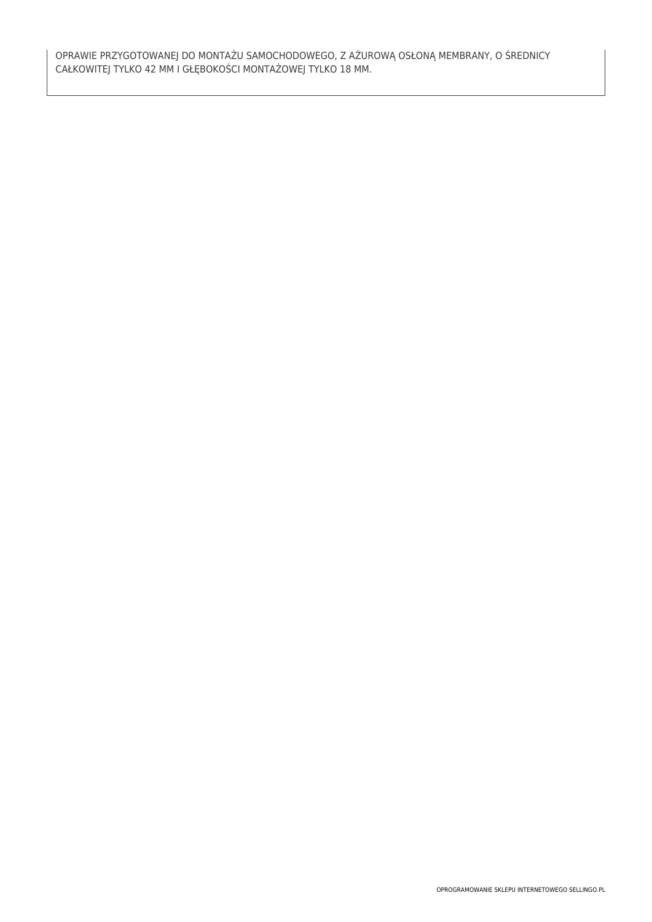OPRAWIE PRZYGOTOWANEJ DO MONTAŻU SAMOCHODOWEGO, Z AŻUROWĄ OSŁONĄ MEMBRANY, O ŚREDNICY CAŁKOWITEJ TYLKO 42 MM I GŁĘBOKOŚCI MONTAŻOWEJ TYLKO 18 MM.